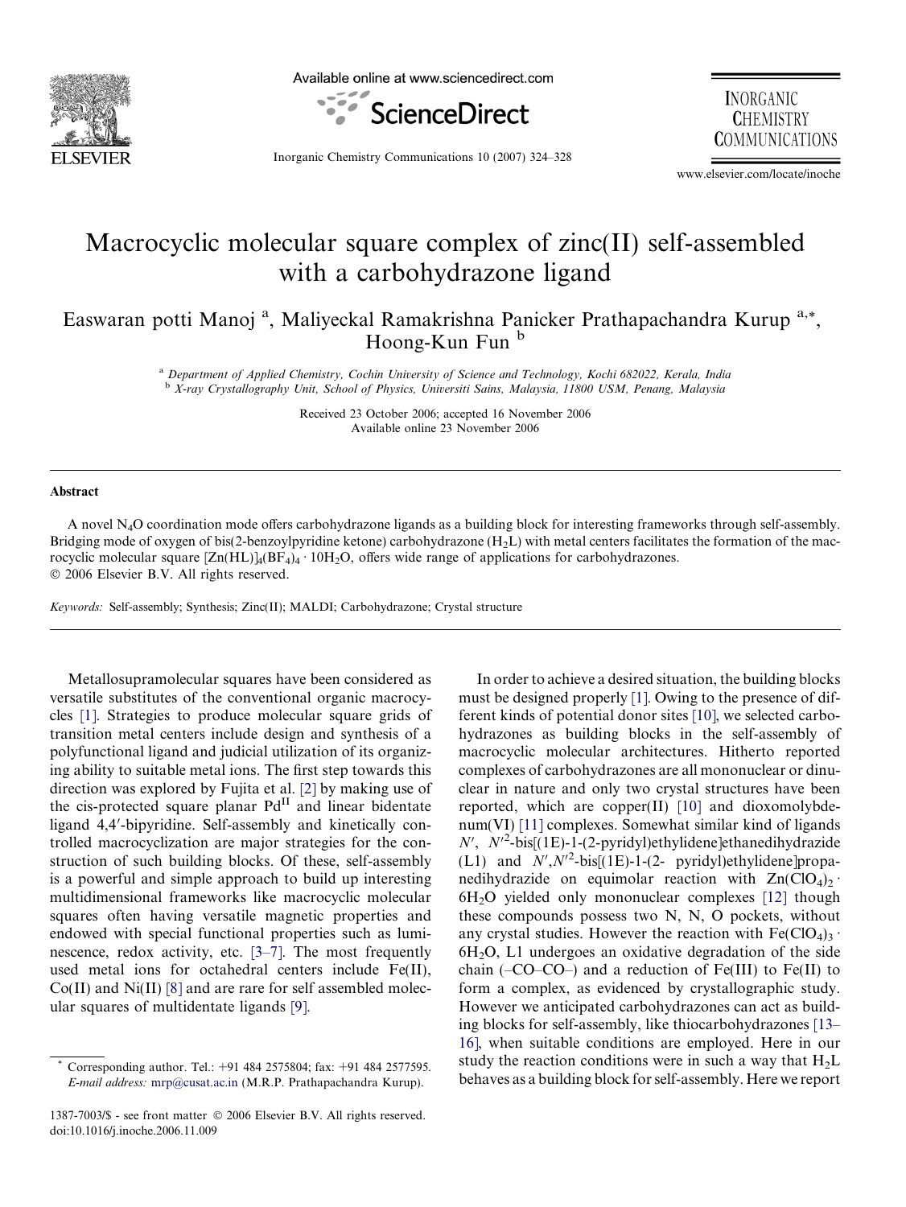# Macrocyclic molecular square complex of zinc(II) self-assembled with a carbohydrazone ligand

Easwaran potti Manoj [a], Maliyeckal Ramakrishna Panicker Prathapachandra Kurup [a,*], Hoong-Kun Fun [b]

[a] Department of Applied Chemistry, Cochin University of Science and Technology, Kochi 682022, Kerala, India
[b] X-ray Crystallography Unit, School of Physics, Universiti Sains, Malaysia, 11800 USM, Penang, Malaysia

Received 23 October 2006; accepted 16 November 2006
Available online 23 November 2006

## Abstract

A novel $N_4O$ coordination mode offers carbohydrazone ligands as a building block for interesting frameworks through self-assembly. Bridging mode of oxygen of bis(2-benzoylpyridine ketone) carbohydrazone ($H_2L$) with metal centers facilitates the formation of the macrocyclic molecular square $[Zn(HL)]_4(BF_4)_4 \cdot 10H_2O$, offers wide range of applications for carbohydrazones.
© 2006 Elsevier B.V. All rights reserved.

*Keywords:* Self-assembly; Synthesis; Zinc(II); MALDI; Carbohydrazone; Crystal structure

Metallosupramolecular squares have been considered as versatile substitutes of the conventional organic macrocycles [1]. Strategies to produce molecular square grids of transition metal centers include design and synthesis of a polyfunctional ligand and judicial utilization of its organizing ability to suitable metal ions. The first step towards this direction was explored by Fujita et al. [2] by making use of the cis-protected square planar $Pd^{II}$ and linear bidentate ligand 4,4′-bipyridine. Self-assembly and kinetically controlled macrocyclization are major strategies for the construction of such building blocks. Of these, self-assembly is a powerful and simple approach to build up interesting multidimensional frameworks like macrocyclic molecular squares often having versatile magnetic properties and endowed with special functional properties such as luminescence, redox activity, etc. [3–7]. The most frequently used metal ions for octahedral centers include Fe(II), Co(II) and Ni(II) [8] and are rare for self assembled molecular squares of multidentate ligands [9].

In order to achieve a desired situation, the building blocks must be designed properly [1]. Owing to the presence of different kinds of potential donor sites [10], we selected carbohydrazones as building blocks in the self-assembly of macrocyclic molecular architectures. Hitherto reported complexes of carbohydrazones are all mononuclear or dinuclear in nature and only two crystal structures have been reported, which are copper(II) [10] and dioxomolybdenum(VI) [11] complexes. Somewhat similar kind of ligands $N'$, $N'^2$-bis[(1E)-1-(2-pyridyl)ethylidene]ethanedihydrazide (L1) and $N'$,$N'^2$-bis[(1E)-1-(2- pyridyl)ethylidene]propanedihydrazide on equimolar reaction with $Zn(ClO_4)_2 \cdot 6H_2O$ yielded only mononuclear complexes [12] though these compounds possess two N, N, O pockets, without any crystal studies. However the reaction with $Fe(ClO_4)_3 \cdot 6H_2O$, L1 undergoes an oxidative degradation of the side chain (–CO–CO–) and a reduction of Fe(III) to Fe(II) to form a complex, as evidenced by crystallographic study. However we anticipated carbohydrazones can act as building blocks for self-assembly, like thiocarbohydrazones [13–16], when suitable conditions are employed. Here in our study the reaction conditions were in such a way that $H_2L$ behaves as a building block for self-assembly. Here we report

* Corresponding author. Tel.: +91 484 2575804; fax: +91 484 2577595. *E-mail address:* mrp@cusat.ac.in (M.R.P. Prathapachandra Kurup).

1387-7003/$ - see front matter © 2006 Elsevier B.V. All rights reserved.
doi:10.1016/j.inoche.2006.11.009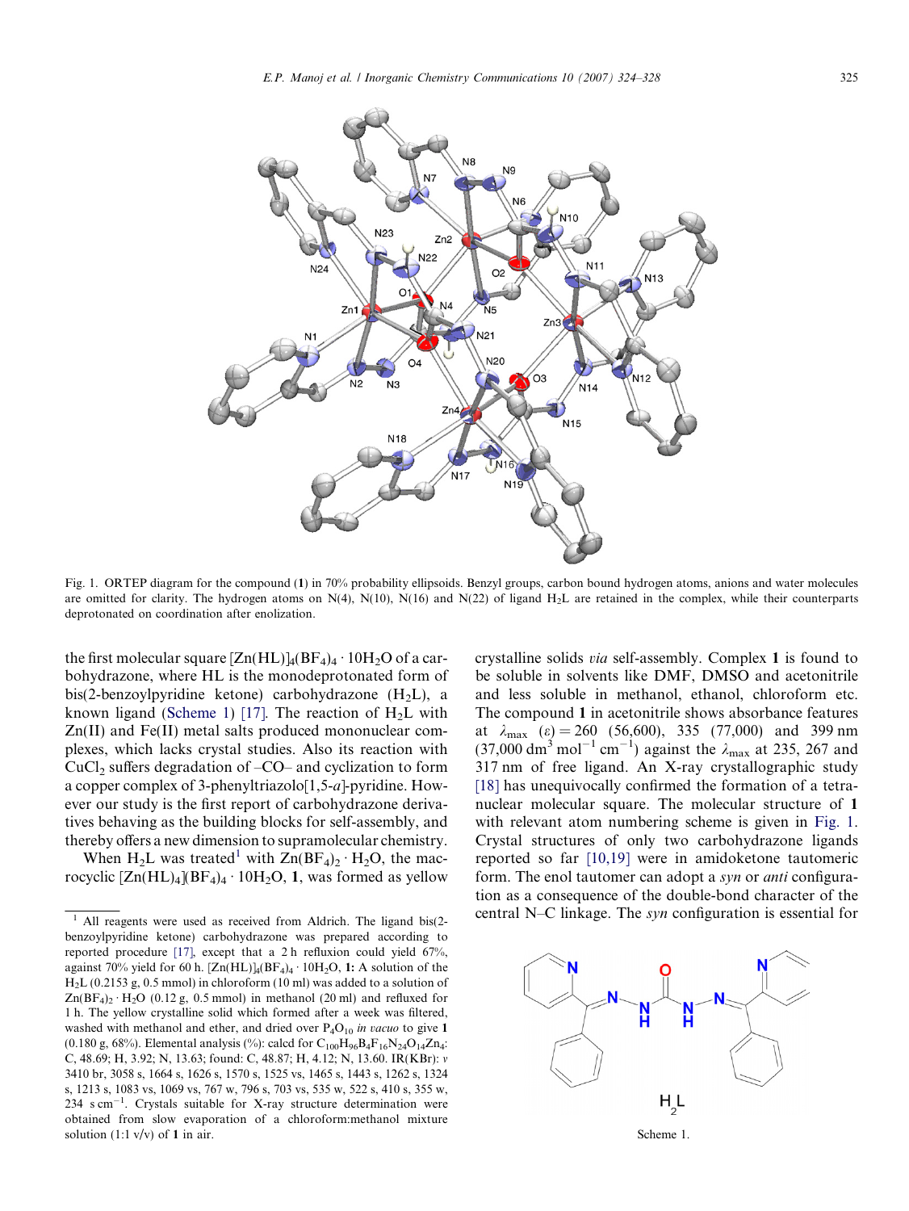Fig. 1. ORTEP diagram for the compound (**1**) in 70% probability ellipsoids. Benzyl groups, carbon bound hydrogen atoms, anions and water molecules are omitted for clarity. The hydrogen atoms on N(4), N(10), N(16) and N(22) of ligand $H_2L$ are retained in the complex, while their counterparts deprotonated on coordination after enolization.

the first molecular square $[Zn(HL)]_4(BF_4)_4 \cdot 10H_2O$ of a carbohydrazone, where HL is the monodeprotonated form of bis(2-benzoylpyridine ketone) carbohydrazone ($H_2L$), a known ligand (Scheme 1) [17]. The reaction of $H_2L$ with Zn(II) and Fe(II) metal salts produced mononuclear complexes, which lacks crystal studies. Also its reaction with $CuCl_2$ suffers degradation of –CO– and cyclization to form a copper complex of 3-phenyltriazolo[1,5-*a*]-pyridine. However our study is the first report of carbohydrazone derivatives behaving as the building blocks for self-assembly, and thereby offers a new dimension to supramolecular chemistry.

When $H_2L$ was treated[1] with $Zn(BF_4)_2 \cdot H_2O$, the macrocyclic $[Zn(HL)_4](BF_4)_4 \cdot 10H_2O$, **1**, was formed as yellow crystalline solids *via* self-assembly. Complex **1** is found to be soluble in solvents like DMF, DMSO and acetonitrile and less soluble in methanol, ethanol, chloroform etc. The compound **1** in acetonitrile shows absorbance features at $\lambda_{max}$ ($\varepsilon$) = 260 (56,600), 335 (77,000) and 399 nm (37,000 $dm^3\ mol^{-1}\ cm^{-1}$) against the $\lambda_{max}$ at 235, 267 and 317 nm of free ligand. An X-ray crystallographic study [18] has unequivocally confirmed the formation of a tetranuclear molecular square. The molecular structure of **1** with relevant atom numbering scheme is given in Fig. 1. Crystal structures of only two carbohydrazone ligands reported so far [10,19] were in amidoketone tautomeric form. The enol tautomer can adopt a *syn* or *anti* configuration as a consequence of the double-bond character of the central N–C linkage. The *syn* configuration is essential for

Scheme 1.

[1] All reagents were used as received from Aldrich. The ligand bis(2-benzoylpyridine ketone) carbohydrazone was prepared according to reported procedure [17], except that a 2 h refluxion could yield 67%, against 70% yield for 60 h. $[Zn(HL)]_4(BF_4)_4 \cdot 10H_2O$, **1**: A solution of the $H_2L$ (0.2153 g, 0.5 mmol) in chloroform (10 ml) was added to a solution of $Zn(BF_4)_2 \cdot H_2O$ (0.12 g, 0.5 mmol) in methanol (20 ml) and refluxed for 1 h. The yellow crystalline solid which formed after a week was filtered, washed with methanol and ether, and dried over $P_4O_{10}$ *in vacuo* to give **1** (0.180 g, 68%). Elemental analysis (%): calcd for $C_{100}H_{96}B_4F_{16}N_{24}O_{14}Zn_4$: C, 48.69; H, 3.92; N, 13.63; found: C, 48.87; H, 4.12; N, 13.60. IR(KBr): $\nu$ 3410 br, 3058 s, 1664 s, 1626 s, 1570 s, 1525 vs, 1465 s, 1443 s, 1262 s, 1324 s, 1213 s, 1083 vs, 1069 vs, 767 w, 796 s, 703 vs, 535 w, 522 s, 410 s, 355 w, 234 s $cm^{-1}$. Crystals suitable for X-ray structure determination were obtained from slow evaporation of a chloroform:methanol mixture solution (1:1 v/v) of **1** in air.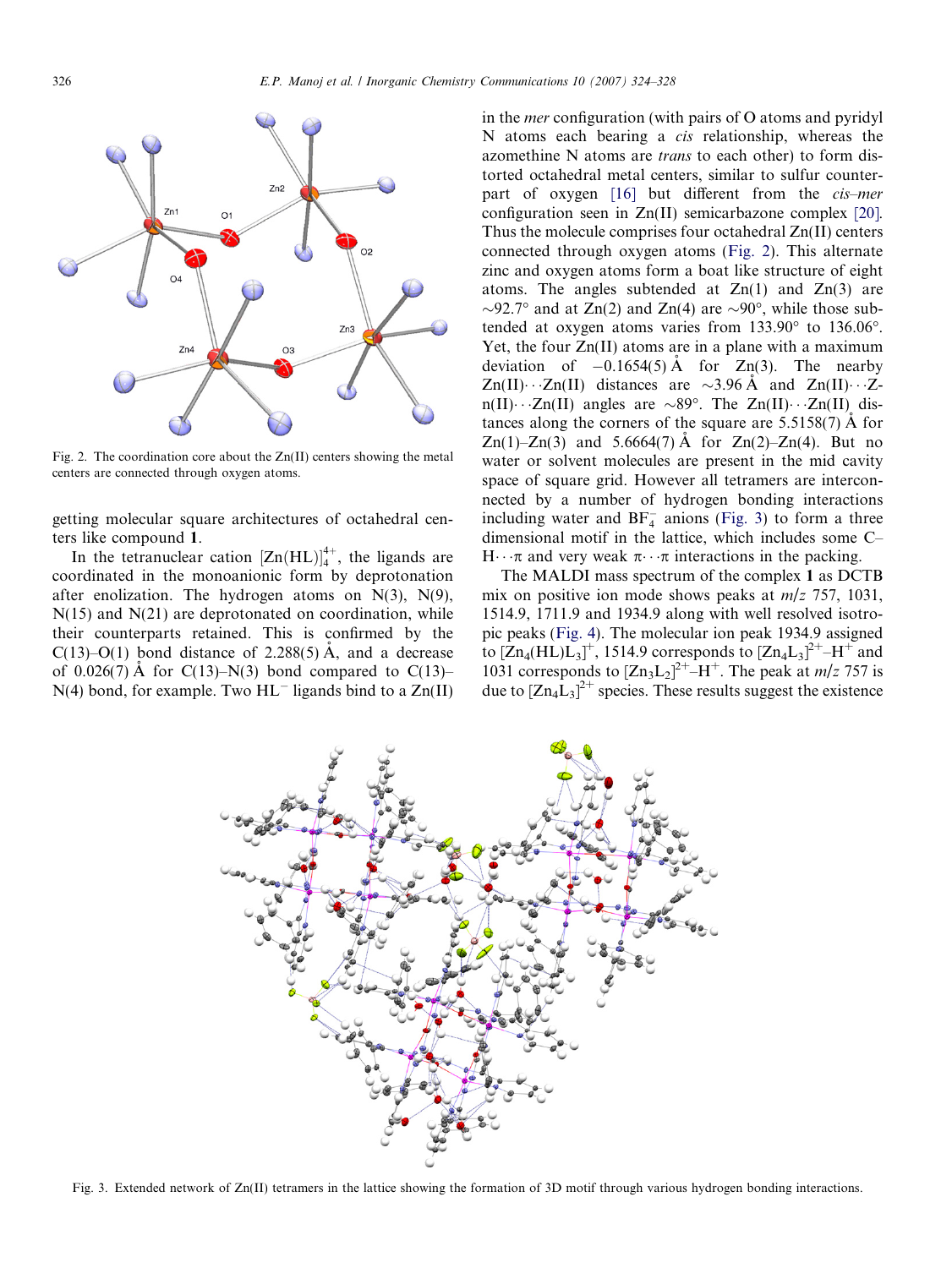Fig. 2. The coordination core about the Zn(II) centers showing the metal centers are connected through oxygen atoms.

getting molecular square architectures of octahedral centers like compound **1**.

In the tetranuclear cation $[Zn(HL)]_4^{4+}$, the ligands are coordinated in the monoanionic form by deprotonation after enolization. The hydrogen atoms on N(3), N(9), N(15) and N(21) are deprotonated on coordination, while their counterparts retained. This is confirmed by the C(13)–O(1) bond distance of 2.288(5) Å, and a decrease of 0.026(7) Å for C(13)–N(3) bond compared to C(13)–N(4) bond, for example. Two $HL^-$ ligands bind to a Zn(II) in the *mer* configuration (with pairs of O atoms and pyridyl N atoms each bearing a *cis* relationship, whereas the azomethine N atoms are *trans* to each other) to form distorted octahedral metal centers, similar to sulfur counterpart of oxygen [16] but different from the *cis–mer* configuration seen in Zn(II) semicarbazone complex [20]. Thus the molecule comprises four octahedral Zn(II) centers connected through oxygen atoms (Fig. 2). This alternate zinc and oxygen atoms form a boat like structure of eight atoms. The angles subtended at Zn(1) and Zn(3) are ~92.7° and at Zn(2) and Zn(4) are ~90°, while those subtended at oxygen atoms varies from 133.90° to 136.06°. Yet, the four Zn(II) atoms are in a plane with a maximum deviation of −0.1654(5) Å for Zn(3). The nearby Zn(II)···Zn(II) distances are ~3.96 Å and Zn(II)···Zn(II)···Zn(II) angles are ~89°. The Zn(II)···Zn(II) distances along the corners of the square are 5.5158(7) Å for Zn(1)–Zn(3) and 5.6664(7) Å for Zn(2)–Zn(4). But no water or solvent molecules are present in the mid cavity space of square grid. However all tetramers are interconnected by a number of hydrogen bonding interactions including water and $BF_4^-$ anions (Fig. 3) to form a three dimensional motif in the lattice, which includes some C–H···π and very weak π···π interactions in the packing.

The MALDI mass spectrum of the complex **1** as DCTB mix on positive ion mode shows peaks at *m*/*z* 757, 1031, 1514.9, 1711.9 and 1934.9 along with well resolved isotropic peaks (Fig. 4). The molecular ion peak 1934.9 assigned to $[Zn_4(HL)L_3]^+$, 1514.9 corresponds to $[Zn_4L_3]^{2+}–H^+$ and 1031 corresponds to $[Zn_3L_2]^{2+}–H^+$. The peak at *m*/*z* 757 is due to $[Zn_4L_3]^{2+}$ species. These results suggest the existence

Fig. 3. Extended network of Zn(II) tetramers in the lattice showing the formation of 3D motif through various hydrogen bonding interactions.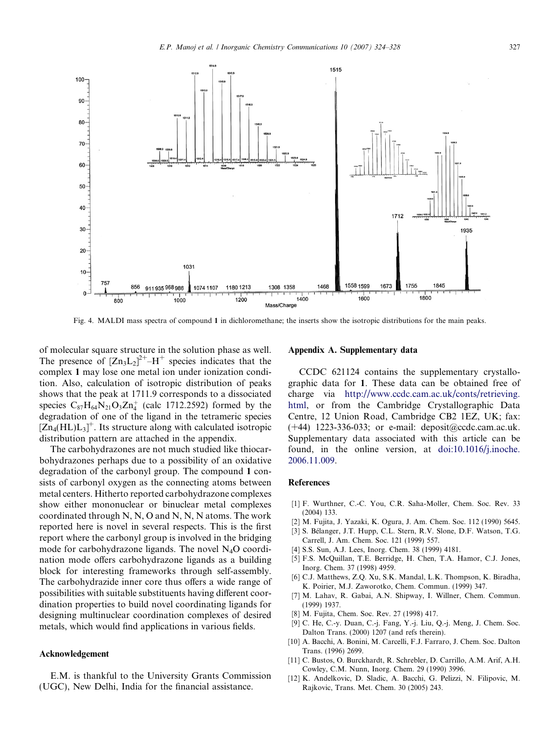Fig. 4. MALDI mass spectra of compound **1** in dichloromethane; the inserts show the isotropic distributions for the main peaks.

of molecular square structure in the solution phase as well. The presence of $[Zn_3L_2]^{2+}$–$H^+$ species indicates that the complex **1** may lose one metal ion under ionization condition. Also, calculation of isotropic distribution of peaks shows that the peak at 1711.9 corresponds to a dissociated species $C_{87}H_{64}N_{21}O_3Zn_4^+$ (calc 1712.2592) formed by the degradation of one of the ligand in the tetrameric species $[Zn_4(HL)L_3]^+$. Its structure along with calculated isotropic distribution pattern are attached in the appendix.

The carbohydrazones are not much studied like thiocarbohydrazones perhaps due to a possibility of an oxidative degradation of the carbonyl group. The compound **1** consists of carbonyl oxygen as the connecting atoms between metal centers. Hitherto reported carbohydrazone complexes show either mononuclear or binuclear metal complexes coordinated through N, N, O and N, N, N atoms. The work reported here is novel in several respects. This is the first report where the carbonyl group is involved in the bridging mode for carbohydrazone ligands. The novel $N_4O$ coordination mode offers carbohydrazone ligands as a building block for interesting frameworks through self-assembly. The carbohydrazide inner core thus offers a wide range of possibilities with suitable substituents having different coordination properties to build novel coordinating ligands for designing multinuclear coordination complexes of desired metals, which would find applications in various fields.

## Acknowledgement

E.M. is thankful to the University Grants Commission (UGC), New Delhi, India for the financial assistance.

## Appendix A. Supplementary data

CCDC 621124 contains the supplementary crystallographic data for **1**. These data can be obtained free of charge via http://www.ccdc.cam.ac.uk/conts/retrieving.html, or from the Cambridge Crystallographic Data Centre, 12 Union Road, Cambridge CB2 1EZ, UK; fax: (+44) 1223-336-033; or e-mail: deposit@ccdc.cam.ac.uk. Supplementary data associated with this article can be found, in the online version, at doi:10.1016/j.inoche.2006.11.009.

## References

[1] F. Wurthner, C.-C. You, C.R. Saha-Moller, Chem. Soc. Rev. 33 (2004) 133.
[2] M. Fujita, J. Yazaki, K. Ogura, J. Am. Chem. Soc. 112 (1990) 5645.
[3] S. Bélanger, J.T. Hupp, C.L. Stern, R.V. Slone, D.F. Watson, T.G. Carrell, J. Am. Chem. Soc. 121 (1999) 557.
[4] S.S. Sun, A.J. Lees, Inorg. Chem. 38 (1999) 4181.
[5] F.S. McQuillan, T.E. Berridge, H. Chen, T.A. Hamor, C.J. Jones, Inorg. Chem. 37 (1998) 4959.
[6] C.J. Matthews, Z.Q. Xu, S.K. Mandal, L.K. Thompson, K. Biradha, K. Poirier, M.J. Zaworotko, Chem. Commun. (1999) 347.
[7] M. Lahav, R. Gabai, A.N. Shipway, I. Willner, Chem. Commun. (1999) 1937.
[8] M. Fujita, Chem. Soc. Rev. 27 (1998) 417.
[9] C. He, C.-y. Duan, C.-j. Fang, Y.-j. Liu, Q.-j. Meng, J. Chem. Soc. Dalton Trans. (2000) 1207 (and refs therein).
[10] A. Bacchi, A. Bonini, M. Carcelli, F.J. Farraro, J. Chem. Soc. Dalton Trans. (1996) 2699.
[11] C. Bustos, O. Burckhardt, R. Schrebler, D. Carrillo, A.M. Arif, A.H. Cowley, C.M. Nunn, Inorg. Chem. 29 (1990) 3996.
[12] K. Andelkovic, D. Sladic, A. Bacchi, G. Pelizzi, N. Filipovic, M. Rajkovic, Trans. Met. Chem. 30 (2005) 243.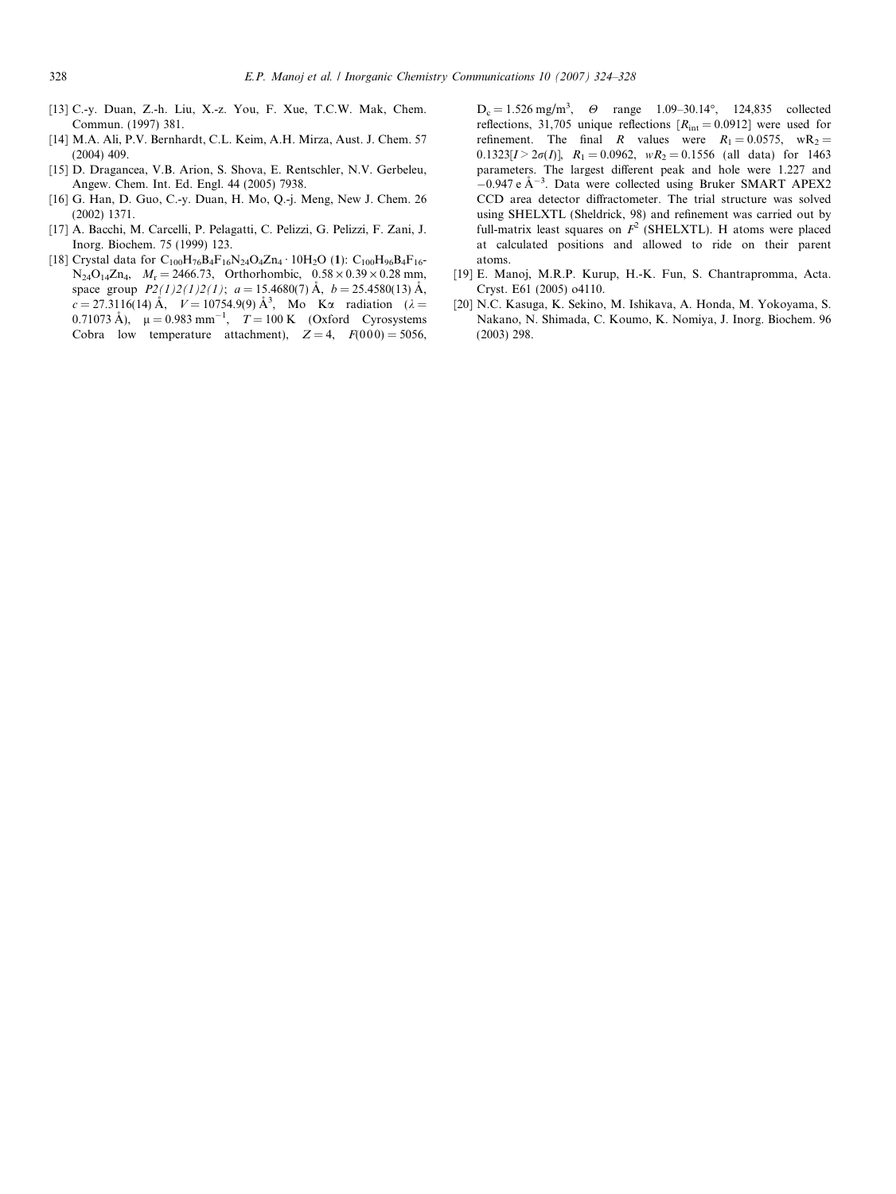[13] C.-y. Duan, Z.-h. Liu, X.-z. You, F. Xue, T.C.W. Mak, Chem. Commun. (1997) 381.

[14] M.A. Ali, P.V. Bernhardt, C.L. Keim, A.H. Mirza, Aust. J. Chem. 57 (2004) 409.

[15] D. Dragancea, V.B. Arion, S. Shova, E. Rentschler, N.V. Gerbeleu, Angew. Chem. Int. Ed. Engl. 44 (2005) 7938.

[16] G. Han, D. Guo, C.-y. Duan, H. Mo, Q.-j. Meng, New J. Chem. 26 (2002) 1371.

[17] A. Bacchi, M. Carcelli, P. Pelagatti, C. Pelizzi, G. Pelizzi, F. Zani, J. Inorg. Biochem. 75 (1999) 123.

[18] Crystal data for $C_{100}H_{76}B_4F_{16}N_{24}O_4Zn_4 \cdot 10H_2O$ (**1**): $C_{100}H_{96}B_4F_{16}N_{24}O_{14}Zn_4$, $M_r = 2466.73$, Orthorhombic, $0.58 \times 0.39 \times 0.28$ mm, space group *P2(1)2(1)2(1)*; $a = 15.4680(7)$ Å, $b = 25.4580(13)$ Å, $c = 27.3116(14)$ Å, $V = 10754.9(9)$ Å$^3$, Mo K$\alpha$ radiation ($\lambda = 0.71073$ Å), $\mu = 0.983$ mm$^{-1}$, $T = 100$ K (Oxford Cyrosystems Cobra low temperature attachment), $Z = 4$, $F(000) = 5056$, $D_c = 1.526$ mg/m$^3$, $\Theta$ range 1.09–30.14°, 124,835 collected reflections, 31,705 unique reflections [$R_{int} = 0.0912$] were used for refinement. The final $R$ values were $R_1 = 0.0575$, $wR_2 = 0.1323[I > 2\sigma(I)]$, $R_1 = 0.0962$, $wR_2 = 0.1556$ (all data) for 1463 parameters. The largest different peak and hole were 1.227 and $-0.947$ e Å$^{-3}$. Data were collected using Bruker SMART APEX2 CCD area detector diffractometer. The trial structure was solved using SHELXTL (Sheldrick, 98) and refinement was carried out by full-matrix least squares on $F^2$ (SHELXTL). H atoms were placed at calculated positions and allowed to ride on their parent atoms.

[19] E. Manoj, M.R.P. Kurup, H.-K. Fun, S. Chantrapromma, Acta. Cryst. E61 (2005) o4110.

[20] N.C. Kasuga, K. Sekino, M. Ishikava, A. Honda, M. Yokoyama, S. Nakano, N. Shimada, C. Koumo, K. Nomiya, J. Inorg. Biochem. 96 (2003) 298.